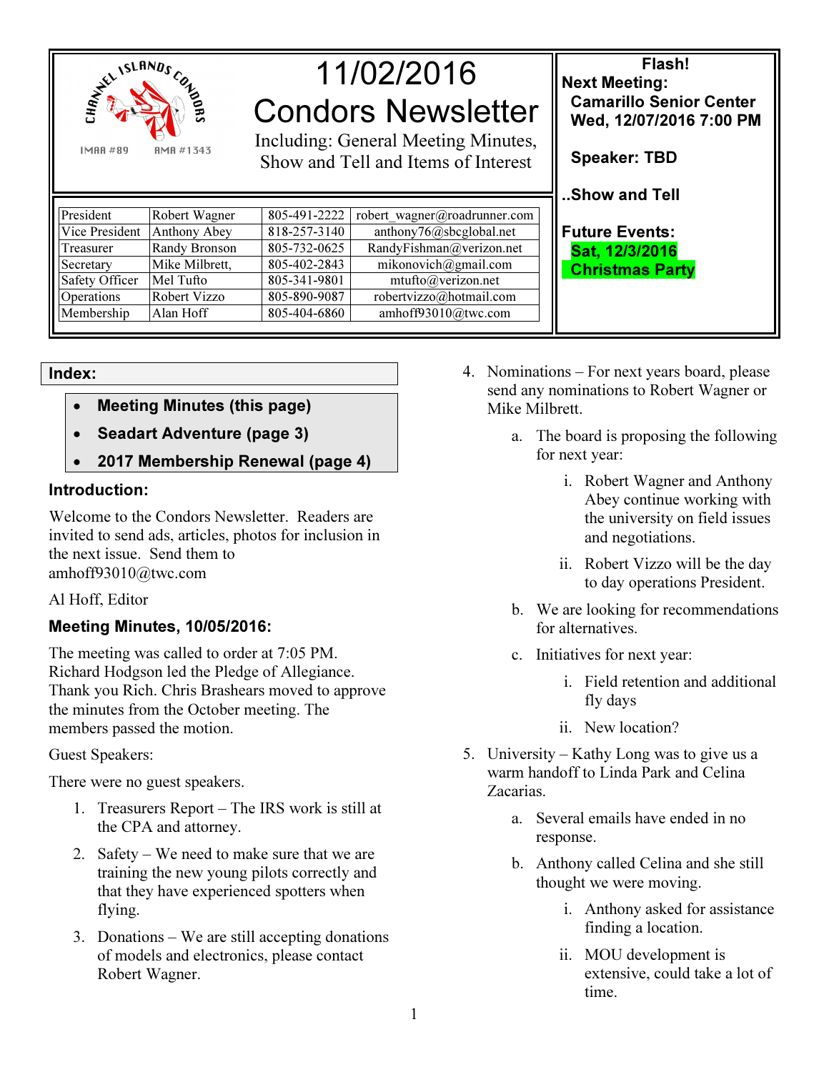# 11/02/2016
# Condors Newsletter

Including: General Meeting Minutes, Show and Tell and Items of Interest

CHANNEL ISLANDS CONDORS

IMAA #89 AMA #1343

| President | Robert Wagner | 805-491-2222 | robert_wagner@roadrunner.com |
|---|---|---|---|
| Vice President | Anthony Abey | 818-257-3140 | anthony76@sbcglobal.net |
| Treasurer | Randy Bronson | 805-732-0625 | RandyFishman@verizon.net |
| Secretary | Mike Milbrett, | 805-402-2843 | mikonovich@gmail.com |
| Safety Officer | Mel Tufto | 805-341-9801 | mtufto@verizon.net |
| Operations | Robert Vizzo | 805-890-9087 | robertvizzo@hotmail.com |
| Membership | Alan Hoff | 805-404-6860 | amhoff93010@twc.com |

**Flash!**

**Next Meeting:**

**Camarillo Senior Center**
**Wed, 12/07/2016 7:00 PM**

**Speaker: TBD**

**..Show and Tell**

**Future Events:**

**Sat, 12/3/2016**
**Christmas Party**

## Index:

- **Meeting Minutes (this page)**
- **Seadart Adventure (page 3)**
- **2017 Membership Renewal (page 4)**

## Introduction:

Welcome to the Condors Newsletter. Readers are invited to send ads, articles, photos for inclusion in the next issue. Send them to amhoff93010@twc.com

Al Hoff, Editor

## Meeting Minutes, 10/05/2016:

The meeting was called to order at 7:05 PM. Richard Hodgson led the Pledge of Allegiance. Thank you Rich. Chris Brashears moved to approve the minutes from the October meeting. The members passed the motion.

Guest Speakers:

There were no guest speakers.

1. Treasurers Report – The IRS work is still at the CPA and attorney.
2. Safety – We need to make sure that we are training the new young pilots correctly and that they have experienced spotters when flying.
3. Donations – We are still accepting donations of models and electronics, please contact Robert Wagner.
4. Nominations – For next years board, please send any nominations to Robert Wagner or Mike Milbrett.
   a. The board is proposing the following for next year:
      i. Robert Wagner and Anthony Abey continue working with the university on field issues and negotiations.
      ii. Robert Vizzo will be the day to day operations President.
   b. We are looking for recommendations for alternatives.
   c. Initiatives for next year:
      i. Field retention and additional fly days
      ii. New location?
5. University – Kathy Long was to give us a warm handoff to Linda Park and Celina Zacarias.
   a. Several emails have ended in no response.
   b. Anthony called Celina and she still thought we were moving.
      i. Anthony asked for assistance finding a location.
      ii. MOU development is extensive, could take a lot of time.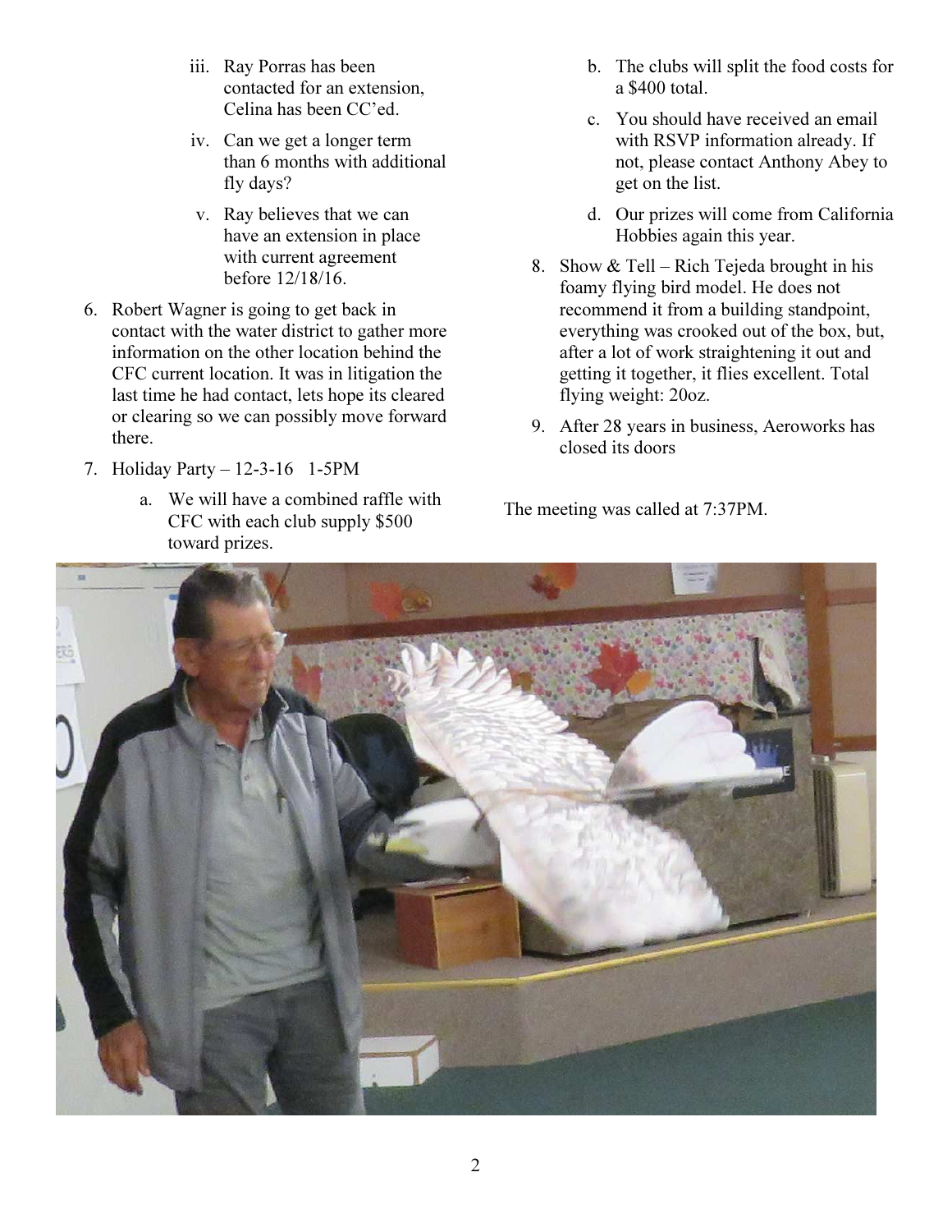iii. Ray Porras has been contacted for an extension, Celina has been CC'ed.

iv. Can we get a longer term than 6 months with additional fly days?

v. Ray believes that we can have an extension in place with current agreement before 12/18/16.

6. Robert Wagner is going to get back in contact with the water district to gather more information on the other location behind the CFC current location. It was in litigation the last time he had contact, lets hope its cleared or clearing so we can possibly move forward there.

7. Holiday Party – 12-3-16 1-5PM

   a. We will have a combined raffle with CFC with each club supply $500 toward prizes.

   b. The clubs will split the food costs for a $400 total.

   c. You should have received an email with RSVP information already. If not, please contact Anthony Abey to get on the list.

   d. Our prizes will come from California Hobbies again this year.

8. Show & Tell – Rich Tejeda brought in his foamy flying bird model. He does not recommend it from a building standpoint, everything was crooked out of the box, but, after a lot of work straightening it out and getting it together, it flies excellent. Total flying weight: 20oz.

9. After 28 years in business, Aeroworks has closed its doors

The meeting was called at 7:37PM.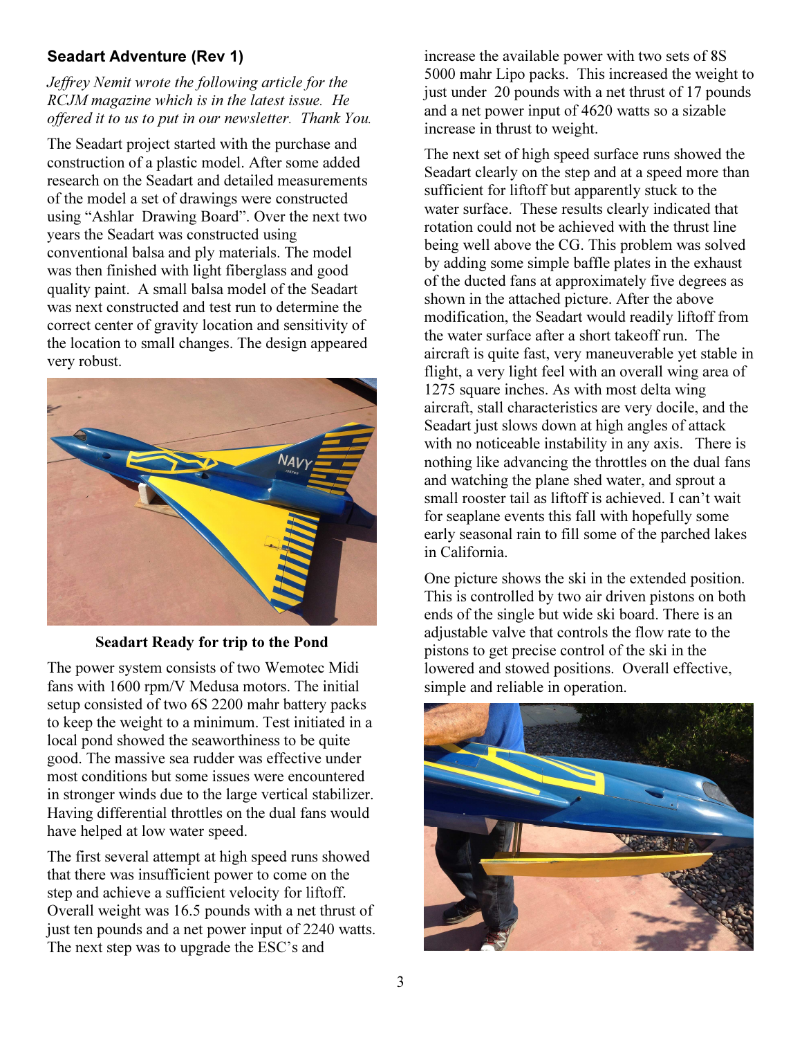### Seadart Adventure (Rev 1)

*Jeffrey Nemit wrote the following article for the RCJM magazine which is in the latest issue. He offered it to us to put in our newsletter. Thank You.*

The Seadart project started with the purchase and construction of a plastic model. After some added research on the Seadart and detailed measurements of the model a set of drawings were constructed using "Ashlar Drawing Board". Over the next two years the Seadart was constructed using conventional balsa and ply materials. The model was then finished with light fiberglass and good quality paint. A small balsa model of the Seadart was next constructed and test run to determine the correct center of gravity location and sensitivity of the location to small changes. The design appeared very robust.

**Seadart Ready for trip to the Pond**

The power system consists of two Wemotec Midi fans with 1600 rpm/V Medusa motors. The initial setup consisted of two 6S 2200 mahr battery packs to keep the weight to a minimum. Test initiated in a local pond showed the seaworthiness to be quite good. The massive sea rudder was effective under most conditions but some issues were encountered in stronger winds due to the large vertical stabilizer. Having differential throttles on the dual fans would have helped at low water speed.

The first several attempt at high speed runs showed that there was insufficient power to come on the step and achieve a sufficient velocity for liftoff. Overall weight was 16.5 pounds with a net thrust of just ten pounds and a net power input of 2240 watts. The next step was to upgrade the ESC's and increase the available power with two sets of 8S 5000 mahr Lipo packs. This increased the weight to just under 20 pounds with a net thrust of 17 pounds and a net power input of 4620 watts so a sizable increase in thrust to weight.

The next set of high speed surface runs showed the Seadart clearly on the step and at a speed more than sufficient for liftoff but apparently stuck to the water surface. These results clearly indicated that rotation could not be achieved with the thrust line being well above the CG. This problem was solved by adding some simple baffle plates in the exhaust of the ducted fans at approximately five degrees as shown in the attached picture. After the above modification, the Seadart would readily liftoff from the water surface after a short takeoff run. The aircraft is quite fast, very maneuverable yet stable in flight, a very light feel with an overall wing area of 1275 square inches. As with most delta wing aircraft, stall characteristics are very docile, and the Seadart just slows down at high angles of attack with no noticeable instability in any axis. There is nothing like advancing the throttles on the dual fans and watching the plane shed water, and sprout a small rooster tail as liftoff is achieved. I can't wait for seaplane events this fall with hopefully some early seasonal rain to fill some of the parched lakes in California.

One picture shows the ski in the extended position. This is controlled by two air driven pistons on both ends of the single but wide ski board. There is an adjustable valve that controls the flow rate to the pistons to get precise control of the ski in the lowered and stowed positions. Overall effective, simple and reliable in operation.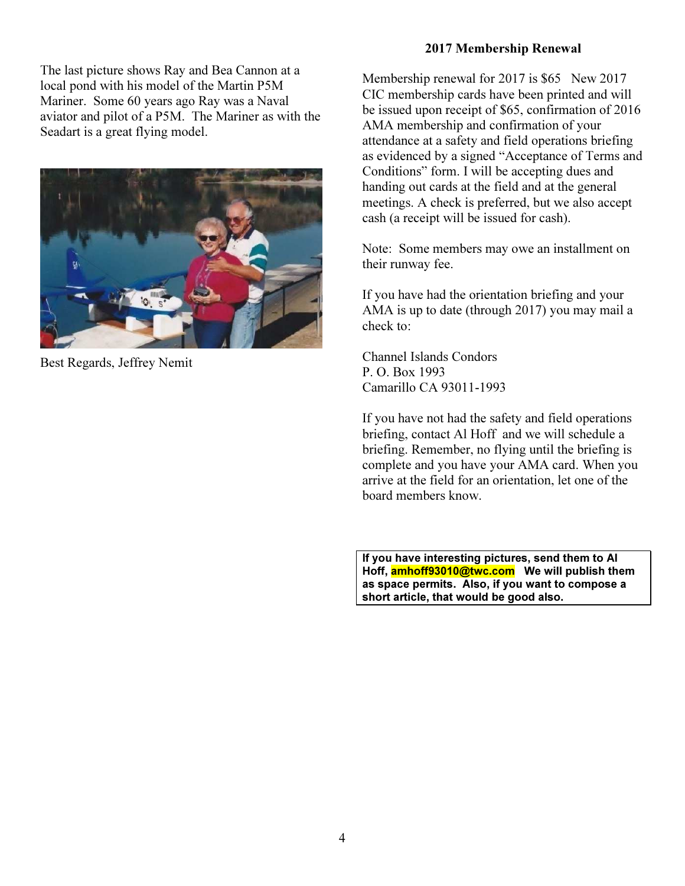The last picture shows Ray and Bea Cannon at a local pond with his model of the Martin P5M Mariner. Some 60 years ago Ray was a Naval aviator and pilot of a P5M. The Mariner as with the Seadart is a great flying model.

Best Regards, Jeffrey Nemit

## 2017 Membership Renewal

Membership renewal for 2017 is $65 New 2017 CIC membership cards have been printed and will be issued upon receipt of $65, confirmation of 2016 AMA membership and confirmation of your attendance at a safety and field operations briefing as evidenced by a signed "Acceptance of Terms and Conditions" form. I will be accepting dues and handing out cards at the field and at the general meetings. A check is preferred, but we also accept cash (a receipt will be issued for cash).

Note: Some members may owe an installment on their runway fee.

If you have had the orientation briefing and your AMA is up to date (through 2017) you may mail a check to:

Channel Islands Condors
P. O. Box 1993
Camarillo CA 93011-1993

If you have not had the safety and field operations briefing, contact Al Hoff and we will schedule a briefing. Remember, no flying until the briefing is complete and you have your AMA card. When you arrive at the field for an orientation, let one of the board members know.

**If you have interesting pictures, send them to Al Hoff, amhoff93010@twc.com We will publish them as space permits. Also, if you want to compose a short article, that would be good also.**